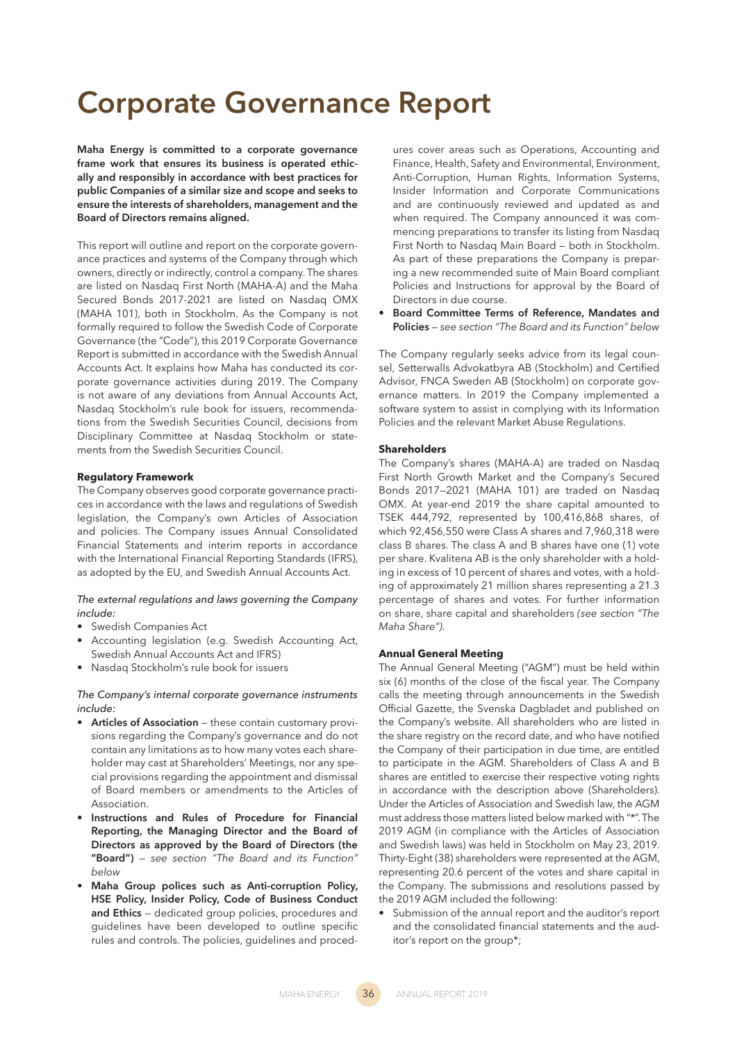# Corporate Governance Report

**Maha Energy is committed to a corporate governance frame work that ensures its business is operated ethically and responsibly in accordance with best practices for public Companies of a similar size and scope and seeks to ensure the interests of shareholders, management and the Board of Directors remains aligned.**

This report will outline and report on the corporate governance practices and systems of the Company through which owners, directly or indirectly, control a company. The shares are listed on Nasdaq First North (MAHA-A) and the Maha Secured Bonds 2017-2021 are listed on Nasdaq OMX (MAHA 101), both in Stockholm. As the Company is not formally required to follow the Swedish Code of Corporate Governance (the "Code"), this 2019 Corporate Governance Report is submitted in accordance with the Swedish Annual Accounts Act. It explains how Maha has conducted its corporate governance activities during 2019. The Company is not aware of any deviations from Annual Accounts Act, Nasdaq Stockholm's rule book for issuers, recommendations from the Swedish Securities Council, decisions from Disciplinary Committee at Nasdaq Stockholm or statements from the Swedish Securities Council.

**Regulatory Framework**

The Company observes good corporate governance practices in accordance with the laws and regulations of Swedish legislation, the Company's own Articles of Association and policies. The Company issues Annual Consolidated Financial Statements and interim reports in accordance with the International Financial Reporting Standards (IFRS), as adopted by the EU, and Swedish Annual Accounts Act.

*The external regulations and laws governing the Company include:*

- Swedish Companies Act
- Accounting legislation (e.g. Swedish Accounting Act, Swedish Annual Accounts Act and IFRS)
- Nasdaq Stockholm's rule book for issuers

*The Company's internal corporate governance instruments include:*

- **Articles of Association** — these contain customary provisions regarding the Company's governance and do not contain any limitations as to how many votes each shareholder may cast at Shareholders' Meetings, nor any special provisions regarding the appointment and dismissal of Board members or amendments to the Articles of Association.
- **Instructions and Rules of Procedure for Financial Reporting, the Managing Director and the Board of Directors as approved by the Board of Directors (the "Board")** — *see section "The Board and its Function" below*
- **Maha Group polices such as Anti-corruption Policy, HSE Policy, Insider Policy, Code of Business Conduct and Ethics** — dedicated group policies, procedures and guidelines have been developed to outline specific rules and controls. The policies, guidelines and procedures cover areas such as Operations, Accounting and Finance, Health, Safety and Environmental, Environment, Anti-Corruption, Human Rights, Information Systems, Insider Information and Corporate Communications and are continuously reviewed and updated as and when required. The Company announced it was commencing preparations to transfer its listing from Nasdaq First North to Nasdaq Main Board — both in Stockholm. As part of these preparations the Company is preparing a new recommended suite of Main Board compliant Policies and Instructions for approval by the Board of Directors in due course.
- **Board Committee Terms of Reference, Mandates and Policies** — *see section "The Board and its Function" below*

The Company regularly seeks advice from its legal counsel, Setterwalls Advokatbyra AB (Stockholm) and Certified Advisor, FNCA Sweden AB (Stockholm) on corporate governance matters. In 2019 the Company implemented a software system to assist in complying with its Information Policies and the relevant Market Abuse Regulations.

**Shareholders**

The Company's shares (MAHA-A) are traded on Nasdaq First North Growth Market and the Company's Secured Bonds 2017—2021 (MAHA 101) are traded on Nasdaq OMX. At year-end 2019 the share capital amounted to TSEK 444,792, represented by 100,416,868 shares, of which 92,456,550 were Class A shares and 7,960,318 were class B shares. The class A and B shares have one (1) vote per share. Kvalitena AB is the only shareholder with a holding in excess of 10 percent of shares and votes, with a holding of approximately 21 million shares representing a 21.3 percentage of shares and votes. For further information on share, share capital and shareholders *(see section "The Maha Share")*.

**Annual General Meeting**

The Annual General Meeting ("AGM") must be held within six (6) months of the close of the fiscal year. The Company calls the meeting through announcements in the Swedish Official Gazette, the Svenska Dagbladet and published on the Company's website. All shareholders who are listed in the share registry on the record date, and who have notified the Company of their participation in due time, are entitled to participate in the AGM. Shareholders of Class A and B shares are entitled to exercise their respective voting rights in accordance with the description above (Shareholders). Under the Articles of Association and Swedish law, the AGM must address those matters listed below marked with "*". The 2019 AGM (in compliance with the Articles of Association and Swedish laws) was held in Stockholm on May 23, 2019. Thirty-Eight (38) shareholders were represented at the AGM, representing 20.6 percent of the votes and share capital in the Company. The submissions and resolutions passed by the 2019 AGM included the following:

- Submission of the annual report and the auditor's report and the consolidated financial statements and the auditor's report on the group*;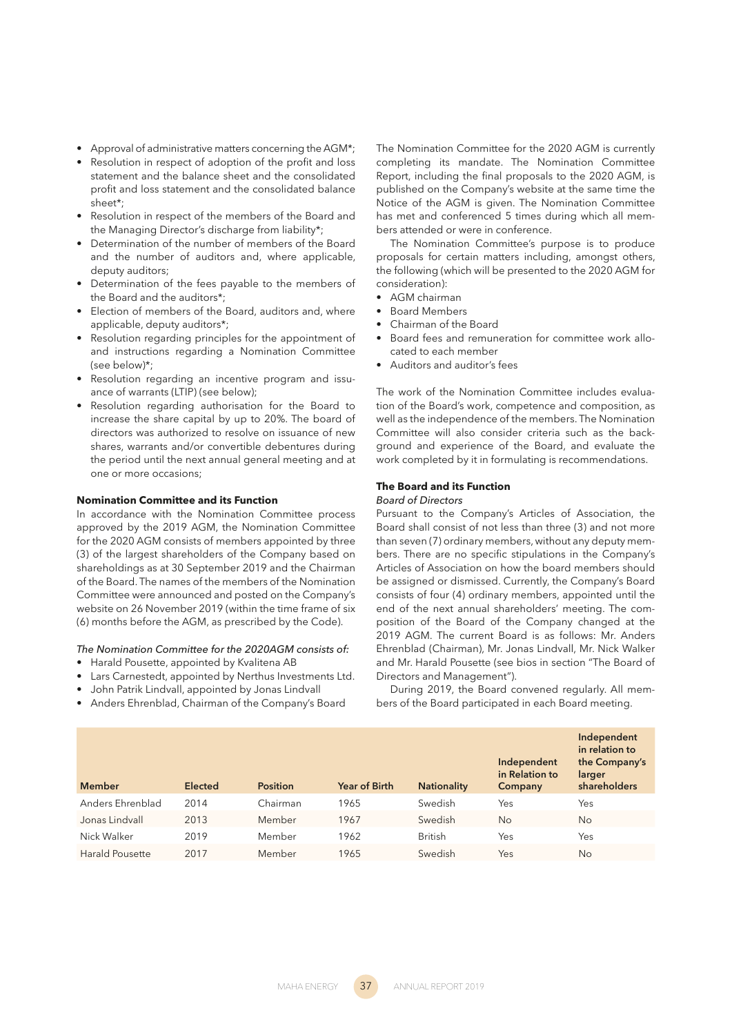- Approval of administrative matters concerning the AGM*;
- Resolution in respect of adoption of the profit and loss statement and the balance sheet and the consolidated profit and loss statement and the consolidated balance sheet*;
- Resolution in respect of the members of the Board and the Managing Director's discharge from liability*;
- Determination of the number of members of the Board and the number of auditors and, where applicable, deputy auditors;
- Determination of the fees payable to the members of the Board and the auditors*;
- Election of members of the Board, auditors and, where applicable, deputy auditors*;
- Resolution regarding principles for the appointment of and instructions regarding a Nomination Committee (see below)*;
- Resolution regarding an incentive program and issuance of warrants (LTIP) (see below);
- Resolution regarding authorisation for the Board to increase the share capital by up to 20%. The board of directors was authorized to resolve on issuance of new shares, warrants and/or convertible debentures during the period until the next annual general meeting and at one or more occasions;

**Nomination Committee and its Function**

In accordance with the Nomination Committee process approved by the 2019 AGM, the Nomination Committee for the 2020 AGM consists of members appointed by three (3) of the largest shareholders of the Company based on shareholdings as at 30 September 2019 and the Chairman of the Board. The names of the members of the Nomination Committee were announced and posted on the Company's website on 26 November 2019 (within the time frame of six (6) months before the AGM, as prescribed by the Code).

*The Nomination Committee for the 2020AGM consists of:*

- Harald Pousette, appointed by Kvalitena AB
- Lars Carnestedt, appointed by Nerthus Investments Ltd.
- John Patrik Lindvall, appointed by Jonas Lindvall
- Anders Ehrenblad, Chairman of the Company's Board

The Nomination Committee for the 2020 AGM is currently completing its mandate. The Nomination Committee Report, including the final proposals to the 2020 AGM, is published on the Company's website at the same time the Notice of the AGM is given. The Nomination Committee has met and conferenced 5 times during which all members attended or were in conference.

The Nomination Committee's purpose is to produce proposals for certain matters including, amongst others, the following (which will be presented to the 2020 AGM for consideration):

- AGM chairman
- Board Members
- Chairman of the Board
- Board fees and remuneration for committee work allocated to each member
- Auditors and auditor's fees

The work of the Nomination Committee includes evaluation of the Board's work, competence and composition, as well as the independence of the members. The Nomination Committee will also consider criteria such as the background and experience of the Board, and evaluate the work completed by it in formulating is recommendations.

**The Board and its Function**

*Board of Directors*

Pursuant to the Company's Articles of Association, the Board shall consist of not less than three (3) and not more than seven (7) ordinary members, without any deputy members. There are no specific stipulations in the Company's Articles of Association on how the board members should be assigned or dismissed. Currently, the Company's Board consists of four (4) ordinary members, appointed until the end of the next annual shareholders' meeting. The composition of the Board of the Company changed at the 2019 AGM. The current Board is as follows: Mr. Anders Ehrenblad (Chairman), Mr. Jonas Lindvall, Mr. Nick Walker and Mr. Harald Pousette (see bios in section "The Board of Directors and Management").

During 2019, the Board convened regularly. All members of the Board participated in each Board meeting.

| Member | Elected | Position | Year of Birth | Nationality | Independent in Relation to Company | Independent in relation to the Company's larger shareholders |
|---|---|---|---|---|---|---|
| Anders Ehrenblad | 2014 | Chairman | 1965 | Swedish | Yes | Yes |
| Jonas Lindvall | 2013 | Member | 1967 | Swedish | No | No |
| Nick Walker | 2019 | Member | 1962 | British | Yes | Yes |
| Harald Pousette | 2017 | Member | 1965 | Swedish | Yes | No |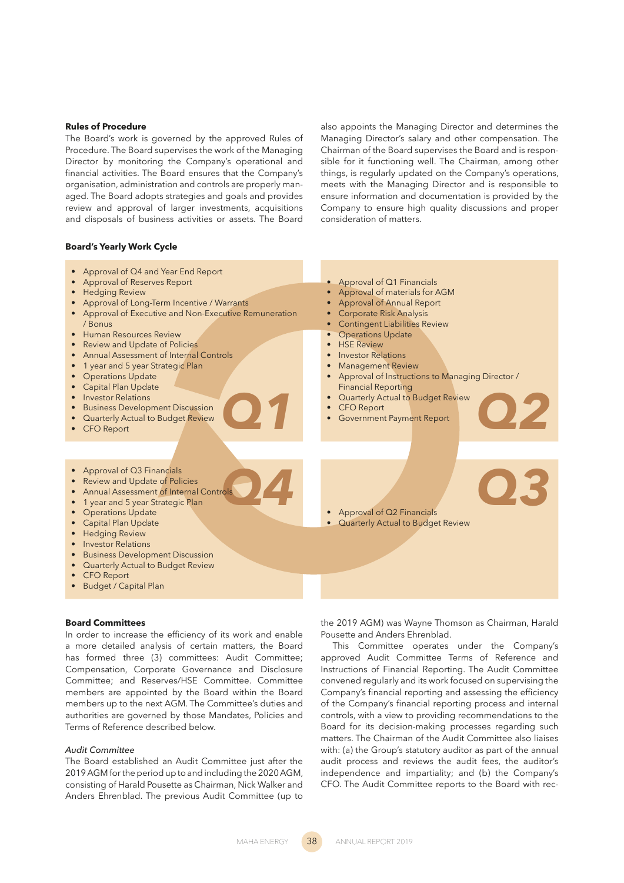**Rules of Procedure**

The Board's work is governed by the approved Rules of Procedure. The Board supervises the work of the Managing Director by monitoring the Company's operational and financial activities. The Board ensures that the Company's organisation, administration and controls are properly managed. The Board adopts strategies and goals and provides review and approval of larger investments, acquisitions and disposals of business activities or assets. The Board also appoints the Managing Director and determines the Managing Director's salary and other compensation. The Chairman of the Board supervises the Board and is responsible for it functioning well. The Chairman, among other things, is regularly updated on the Company's operations, meets with the Managing Director and is responsible to ensure information and documentation is provided by the Company to ensure high quality discussions and proper consideration of matters.

**Board's Yearly Work Cycle**

**Q1**

- Approval of Q4 and Year End Report
- Approval of Reserves Report
- Hedging Review
- Approval of Long-Term Incentive / Warrants
- Approval of Executive and Non-Executive Remuneration / Bonus
- Human Resources Review
- Review and Update of Policies
- Annual Assessment of Internal Controls
- 1 year and 5 year Strategic Plan
- Operations Update
- Capital Plan Update
- Investor Relations
- Business Development Discussion
- Quarterly Actual to Budget Review
- CFO Report

**Q2**

- Approval of Q1 Financials
- Approval of materials for AGM
- Approval of Annual Report
- Corporate Risk Analysis
- Contingent Liabilities Review
- Operations Update
- HSE Review
- Investor Relations
- Management Review
- Approval of Instructions to Managing Director / Financial Reporting
- Quarterly Actual to Budget Review
- CFO Report
- Government Payment Report

**Q3**

- Approval of Q2 Financials
- Quarterly Actual to Budget Review

**Q4**

- Approval of Q3 Financials
- Review and Update of Policies
- Annual Assessment of Internal Controls
- 1 year and 5 year Strategic Plan
- Operations Update
- Capital Plan Update
- Hedging Review
- Investor Relations
- Business Development Discussion
- Quarterly Actual to Budget Review
- CFO Report
- Budget / Capital Plan

**Board Committees**

In order to increase the efficiency of its work and enable a more detailed analysis of certain matters, the Board has formed three (3) committees: Audit Committee; Compensation, Corporate Governance and Disclosure Committee; and Reserves/HSE Committee. Committee members are appointed by the Board within the Board members up to the next AGM. The Committee's duties and authorities are governed by those Mandates, Policies and Terms of Reference described below.

*Audit Committee*

The Board established an Audit Committee just after the 2019 AGM for the period up to and including the 2020 AGM, consisting of Harald Pousette as Chairman, Nick Walker and Anders Ehrenblad. The previous Audit Committee (up to the 2019 AGM) was Wayne Thomson as Chairman, Harald Pousette and Anders Ehrenblad.

This Committee operates under the Company's approved Audit Committee Terms of Reference and Instructions of Financial Reporting. The Audit Committee convened regularly and its work focused on supervising the Company's financial reporting and assessing the efficiency of the Company's financial reporting process and internal controls, with a view to providing recommendations to the Board for its decision-making processes regarding such matters. The Chairman of the Audit Committee also liaises with: (a) the Group's statutory auditor as part of the annual audit process and reviews the audit fees, the auditor's independence and impartiality; and (b) the Company's CFO. The Audit Committee reports to the Board with rec-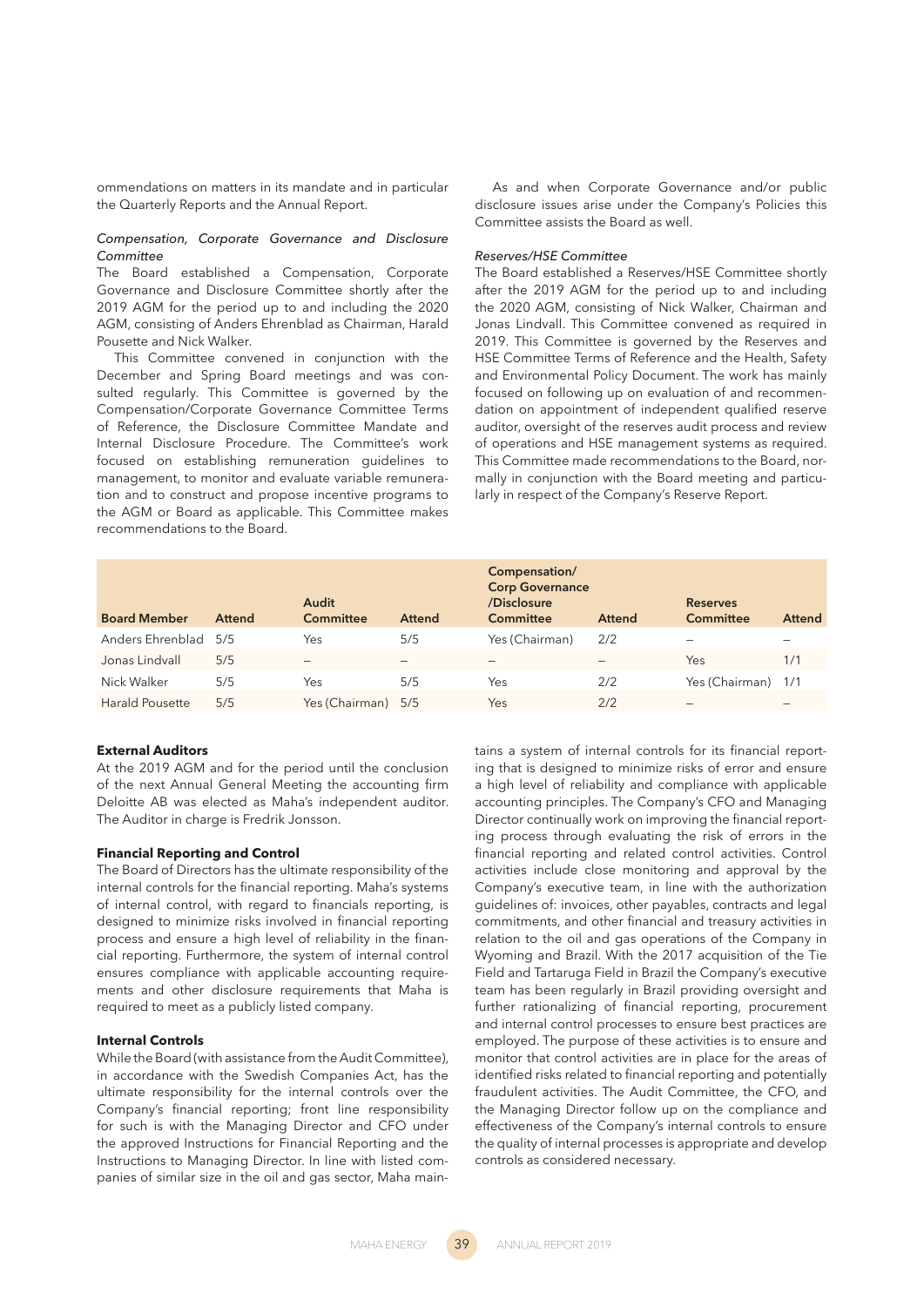ommendations on matters in its mandate and in particular the Quarterly Reports and the Annual Report.

*Compensation, Corporate Governance and Disclosure Committee*

The Board established a Compensation, Corporate Governance and Disclosure Committee shortly after the 2019 AGM for the period up to and including the 2020 AGM, consisting of Anders Ehrenblad as Chairman, Harald Pousette and Nick Walker.

This Committee convened in conjunction with the December and Spring Board meetings and was consulted regularly. This Committee is governed by the Compensation/Corporate Governance Committee Terms of Reference, the Disclosure Committee Mandate and Internal Disclosure Procedure. The Committee's work focused on establishing remuneration guidelines to management, to monitor and evaluate variable remuneration and to construct and propose incentive programs to the AGM or Board as applicable. This Committee makes recommendations to the Board.

As and when Corporate Governance and/or public disclosure issues arise under the Company's Policies this Committee assists the Board as well.

*Reserves/HSE Committee*

The Board established a Reserves/HSE Committee shortly after the 2019 AGM for the period up to and including the 2020 AGM, consisting of Nick Walker, Chairman and Jonas Lindvall. This Committee convened as required in 2019. This Committee is governed by the Reserves and HSE Committee Terms of Reference and the Health, Safety and Environmental Policy Document. The work has mainly focused on following up on evaluation of and recommendation on appointment of independent qualified reserve auditor, oversight of the reserves audit process and review of operations and HSE management systems as required. This Committee made recommendations to the Board, normally in conjunction with the Board meeting and particularly in respect of the Company's Reserve Report.

| Board Member | Attend | Audit Committee | Attend | Compensation/ Corp Governance /Disclosure Committee | Attend | Reserves Committee | Attend |
|---|---|---|---|---|---|---|---|
| Anders Ehrenblad | 5/5 | Yes | 5/5 | Yes (Chairman) | 2/2 | – | – |
| Jonas Lindvall | 5/5 | – | – | – | – | Yes | 1/1 |
| Nick Walker | 5/5 | Yes | 5/5 | Yes | 2/2 | Yes (Chairman) | 1/1 |
| Harald Pousette | 5/5 | Yes (Chairman) | 5/5 | Yes | 2/2 | – | – |

**External Auditors**

At the 2019 AGM and for the period until the conclusion of the next Annual General Meeting the accounting firm Deloitte AB was elected as Maha's independent auditor. The Auditor in charge is Fredrik Jonsson.

**Financial Reporting and Control**

The Board of Directors has the ultimate responsibility of the internal controls for the financial reporting. Maha's systems of internal control, with regard to financials reporting, is designed to minimize risks involved in financial reporting process and ensure a high level of reliability in the financial reporting. Furthermore, the system of internal control ensures compliance with applicable accounting requirements and other disclosure requirements that Maha is required to meet as a publicly listed company.

**Internal Controls**

While the Board (with assistance from the Audit Committee), in accordance with the Swedish Companies Act, has the ultimate responsibility for the internal controls over the Company's financial reporting; front line responsibility for such is with the Managing Director and CFO under the approved Instructions for Financial Reporting and the Instructions to Managing Director. In line with listed companies of similar size in the oil and gas sector, Maha maintains a system of internal controls for its financial reporting that is designed to minimize risks of error and ensure a high level of reliability and compliance with applicable accounting principles. The Company's CFO and Managing Director continually work on improving the financial reporting process through evaluating the risk of errors in the financial reporting and related control activities. Control activities include close monitoring and approval by the Company's executive team, in line with the authorization guidelines of: invoices, other payables, contracts and legal commitments, and other financial and treasury activities in relation to the oil and gas operations of the Company in Wyoming and Brazil. With the 2017 acquisition of the Tie Field and Tartaruga Field in Brazil the Company's executive team has been regularly in Brazil providing oversight and further rationalizing of financial reporting, procurement and internal control processes to ensure best practices are employed. The purpose of these activities is to ensure and monitor that control activities are in place for the areas of identified risks related to financial reporting and potentially fraudulent activities. The Audit Committee, the CFO, and the Managing Director follow up on the compliance and effectiveness of the Company's internal controls to ensure the quality of internal processes is appropriate and develop controls as considered necessary.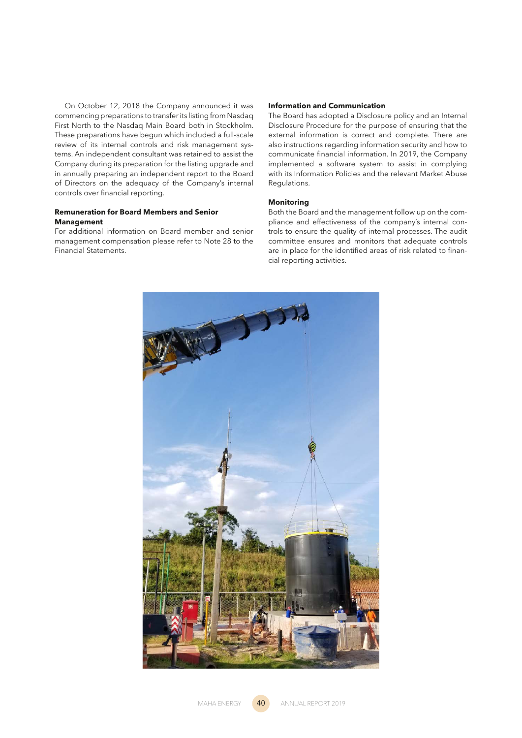On October 12, 2018 the Company announced it was commencing preparations to transfer its listing from Nasdaq First North to the Nasdaq Main Board both in Stockholm. These preparations have begun which included a full-scale review of its internal controls and risk management systems. An independent consultant was retained to assist the Company during its preparation for the listing upgrade and in annually preparing an independent report to the Board of Directors on the adequacy of the Company's internal controls over financial reporting.

**Remuneration for Board Members and Senior Management**

For additional information on Board member and senior management compensation please refer to Note 28 to the Financial Statements.

**Information and Communication**

The Board has adopted a Disclosure policy and an Internal Disclosure Procedure for the purpose of ensuring that the external information is correct and complete. There are also instructions regarding information security and how to communicate financial information. In 2019, the Company implemented a software system to assist in complying with its Information Policies and the relevant Market Abuse Regulations.

**Monitoring**

Both the Board and the management follow up on the compliance and effectiveness of the company's internal controls to ensure the quality of internal processes. The audit committee ensures and monitors that adequate controls are in place for the identified areas of risk related to financial reporting activities.